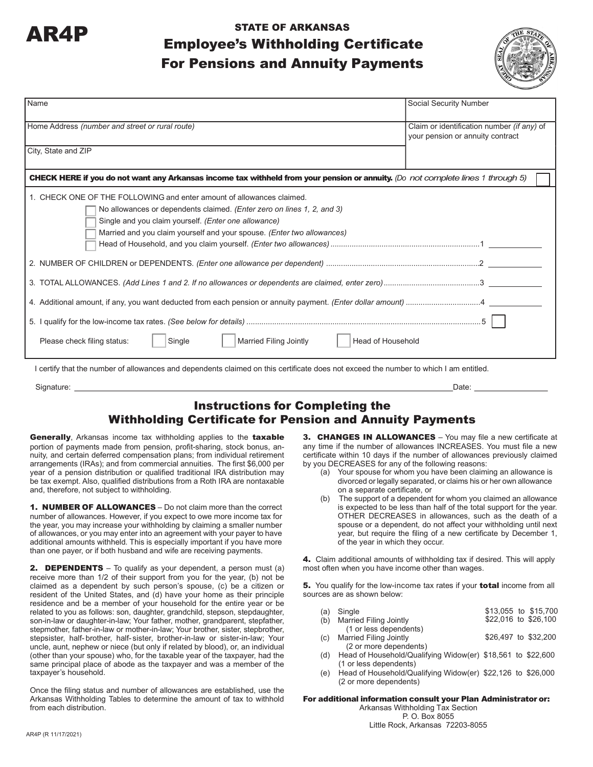# AR4P

## STATE OF ARKANSAS
## Employee's Withholding Certificate For Pensions and Annuity Payments

| Name | Social Security Number |
|---|---|
| Home Address *(number and street or rural route)* | Claim or identification number *(if any)* of your pension or annuity contract |
| City, State and ZIP | |

**CHECK HERE if you do not want any Arkansas income tax withheld from your pension or annuity.** *(Do not complete lines 1 through 5)* ☐

1. CHECK ONE OF THE FOLLOWING and enter amount of allowances claimed.
   - ☐ No allowances or dependents claimed. *(Enter zero on lines 1, 2, and 3)*
   - ☐ Single and you claim yourself. *(Enter one allowance)*
   - ☐ Married and you claim yourself and your spouse. *(Enter two allowances)*
   - ☐ Head of Household, and you claim yourself. *(Enter two allowances)* ....................1 ________

2. NUMBER OF CHILDREN or DEPENDENTS. *(Enter one allowance per dependent)* ....................2 ________

3. TOTAL ALLOWANCES. *(Add Lines 1 and 2. If no allowances or dependents are claimed, enter zero)* ....................3 ________

4. Additional amount, if any, you want deducted from each pension or annuity payment. *(Enter dollar amount)* ....................4 ________

5. I qualify for the low-income tax rates. *(See below for details)* ....................5 ☐

Please check filing status: ☐ Single ☐ Married Filing Jointly ☐ Head of Household

I certify that the number of allowances and dependents claimed on this certificate does not exceed the number to which I am entitled.

Signature: ______________________________ Date: ______________

## Instructions for Completing the Withholding Certificate for Pension and Annuity Payments

**Generally**, Arkansas income tax withholding applies to the **taxable** portion of payments made from pension, profit-sharing, stock bonus, annuity, and certain deferred compensation plans; from individual retirement arrangements (IRAs); and from commercial annuities. The first $6,000 per year of a pension distribution or qualified traditional IRA distribution may be tax exempt. Also, qualified distributions from a Roth IRA are nontaxable and, therefore, not subject to withholding.

**1. NUMBER OF ALLOWANCES** – Do not claim more than the correct number of allowances. However, if you expect to owe more income tax for the year, you may increase your withholding by claiming a smaller number of allowances, or you may enter into an agreement with your payer to have additional amounts withheld. This is especially important if you have more than one payer, or if both husband and wife are receiving payments.

**2. DEPENDENTS** – To qualify as your dependent, a person must (a) receive more than 1/2 of their support from you for the year, (b) not be claimed as a dependent by such person's spouse, (c) be a citizen or resident of the United States, and (d) have your home as their principle residence and be a member of your household for the entire year or be related to you as follows: son, daughter, grandchild, stepson, stepdaughter, son-in-law or daughter-in-law; Your father, mother, grandparent, stepfather, stepmother, father-in-law or mother-in-law; Your brother, sister, stepbrother, stepsister, half- brother, half- sister, brother-in-law or sister-in-law; Your uncle, aunt, nephew or niece (but only if related by blood), or, an individual (other than your spouse) who, for the taxable year of the taxpayer, had the same principal place of abode as the taxpayer and was a member of the taxpayer's household.

Once the filing status and number of allowances are established, use the Arkansas Withholding Tables to determine the amount of tax to withhold from each distribution.

**3. CHANGES IN ALLOWANCES** – You may file a new certificate at any time if the number of allowances INCREASES. You must file a new certificate within 10 days if the number of allowances previously claimed by you DECREASES for any of the following reasons:

(a) Your spouse for whom you have been claiming an allowance is divorced or legally separated, or claims his or her own allowance on a separate certificate, or

(b) The support of a dependent for whom you claimed an allowance is expected to be less than half of the total support for the year. OTHER DECREASES in allowances, such as the death of a spouse or a dependent, do not affect your withholding until next year, but require the filing of a new certificate by December 1, of the year in which they occur.

**4.** Claim additional amounts of withholding tax if desired. This will apply most often when you have income other than wages.

**5.** You qualify for the low-income tax rates if your **total** income from all sources are as shown below:

| | | |
|---|---|---|
| (a) | Single | $13,055 to $15,700 |
| (b) | Married Filing Jointly (1 or less dependents) | $22,016 to $26,100 |
| (c) | Married Filing Jointly (2 or more dependents) | $26,497 to $32,200 |
| (d) | Head of Household/Qualifying Widow(er) (1 or less dependents) | $18,561 to $22,600 |
| (e) | Head of Household/Qualifying Widow(er) (2 or more dependents) | $22,126 to $26,000 |

**For additional information consult your Plan Administrator or:**

Arkansas Withholding Tax Section
P. O. Box 8055
Little Rock, Arkansas 72203-8055

AR4P (R 11/17/2021)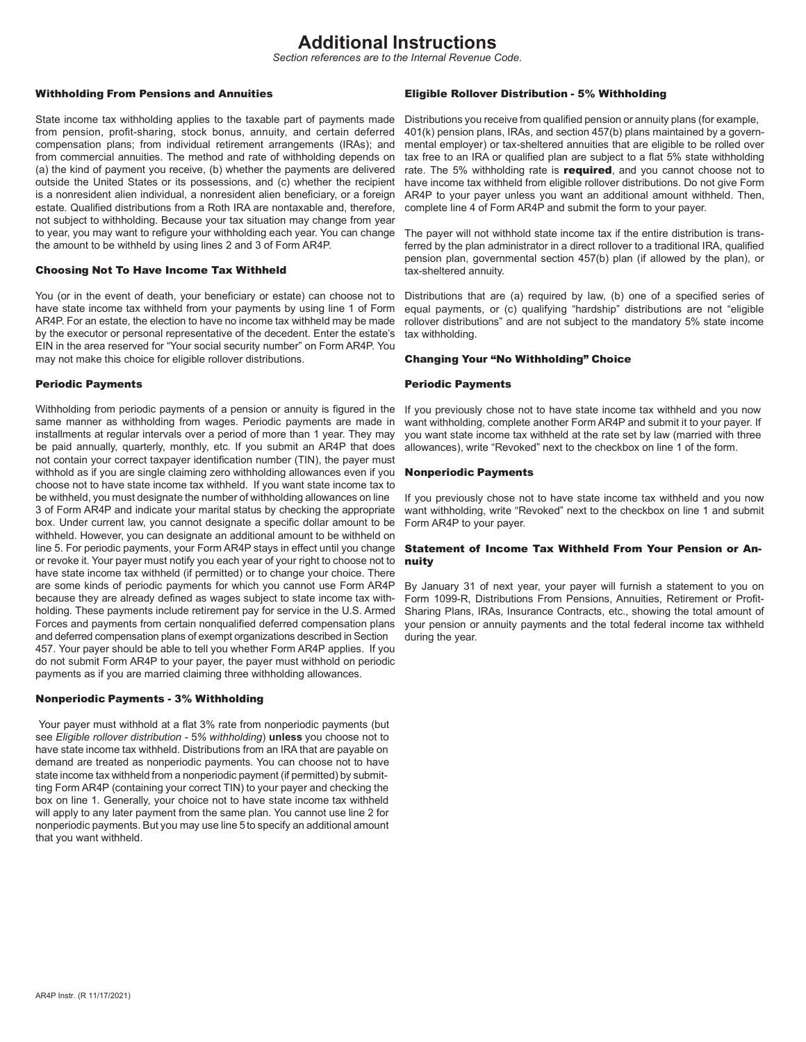# Additional Instructions

*Section references are to the Internal Revenue Code.*

### Withholding From Pensions and Annuities

State income tax withholding applies to the taxable part of payments made from pension, profit-sharing, stock bonus, annuity, and certain deferred compensation plans; from individual retirement arrangements (IRAs); and from commercial annuities. The method and rate of withholding depends on (a) the kind of payment you receive, (b) whether the payments are delivered outside the United States or its possessions, and (c) whether the recipient is a nonresident alien individual, a nonresident alien beneficiary, or a foreign estate. Qualified distributions from a Roth IRA are nontaxable and, therefore, not subject to withholding. Because your tax situation may change from year to year, you may want to refigure your withholding each year. You can change the amount to be withheld by using lines 2 and 3 of Form AR4P.

### Choosing Not To Have Income Tax Withheld

You (or in the event of death, your beneficiary or estate) can choose not to have state income tax withheld from your payments by using line 1 of Form AR4P. For an estate, the election to have no income tax withheld may be made by the executor or personal representative of the decedent. Enter the estate's EIN in the area reserved for "Your social security number" on Form AR4P. You may not make this choice for eligible rollover distributions.

### Periodic Payments

Withholding from periodic payments of a pension or annuity is figured in the same manner as withholding from wages. Periodic payments are made in installments at regular intervals over a period of more than 1 year. They may be paid annually, quarterly, monthly, etc. If you submit an AR4P that does not contain your correct taxpayer identification number (TIN), the payer must withhold as if you are single claiming zero withholding allowances even if you choose not to have state income tax withheld. If you want state income tax to be withheld, you must designate the number of withholding allowances on line 3 of Form AR4P and indicate your marital status by checking the appropriate box. Under current law, you cannot designate a specific dollar amount to be withheld. However, you can designate an additional amount to be withheld on line 5. For periodic payments, your Form AR4P stays in effect until you change or revoke it. Your payer must notify you each year of your right to choose not to have state income tax withheld (if permitted) or to change your choice. There are some kinds of periodic payments for which you cannot use Form AR4P because they are already defined as wages subject to state income tax withholding. These payments include retirement pay for service in the U.S. Armed Forces and payments from certain nonqualified deferred compensation plans and deferred compensation plans of exempt organizations described in Section 457. Your payer should be able to tell you whether Form AR4P applies. If you do not submit Form AR4P to your payer, the payer must withhold on periodic payments as if you are married claiming three withholding allowances.

### Nonperiodic Payments - 3% Withholding

Your payer must withhold at a flat 3% rate from nonperiodic payments (but see *Eligible rollover distribution - 5% withholding*) **unless** you choose not to have state income tax withheld. Distributions from an IRA that are payable on demand are treated as nonperiodic payments. You can choose not to have state income tax withheld from a nonperiodic payment (if permitted) by submitting Form AR4P (containing your correct TIN) to your payer and checking the box on line 1. Generally, your choice not to have state income tax withheld will apply to any later payment from the same plan. You cannot use line 2 for nonperiodic payments. But you may use line 5 to specify an additional amount that you want withheld.

### Eligible Rollover Distribution - 5% Withholding

Distributions you receive from qualified pension or annuity plans (for example, 401(k) pension plans, IRAs, and section 457(b) plans maintained by a governmental employer) or tax-sheltered annuities that are eligible to be rolled over tax free to an IRA or qualified plan are subject to a flat 5% state withholding rate. The 5% withholding rate is **required**, and you cannot choose not to have income tax withheld from eligible rollover distributions. Do not give Form AR4P to your payer unless you want an additional amount withheld. Then, complete line 4 of Form AR4P and submit the form to your payer.

The payer will not withhold state income tax if the entire distribution is transferred by the plan administrator in a direct rollover to a traditional IRA, qualified pension plan, governmental section 457(b) plan (if allowed by the plan), or tax-sheltered annuity.

Distributions that are (a) required by law, (b) one of a specified series of equal payments, or (c) qualifying "hardship" distributions are not "eligible rollover distributions" and are not subject to the mandatory 5% state income tax withholding.

### Changing Your "No Withholding" Choice

### Periodic Payments

If you previously chose not to have state income tax withheld and you now want withholding, complete another Form AR4P and submit it to your payer. If you want state income tax withheld at the rate set by law (married with three allowances), write "Revoked" next to the checkbox on line 1 of the form.

### Nonperiodic Payments

If you previously chose not to have state income tax withheld and you now want withholding, write "Revoked" next to the checkbox on line 1 and submit Form AR4P to your payer.

### Statement of Income Tax Withheld From Your Pension or Annuity

By January 31 of next year, your payer will furnish a statement to you on Form 1099-R, Distributions From Pensions, Annuities, Retirement or Profit-Sharing Plans, IRAs, Insurance Contracts, etc., showing the total amount of your pension or annuity payments and the total federal income tax withheld during the year.

AR4P Instr. (R 11/17/2021)